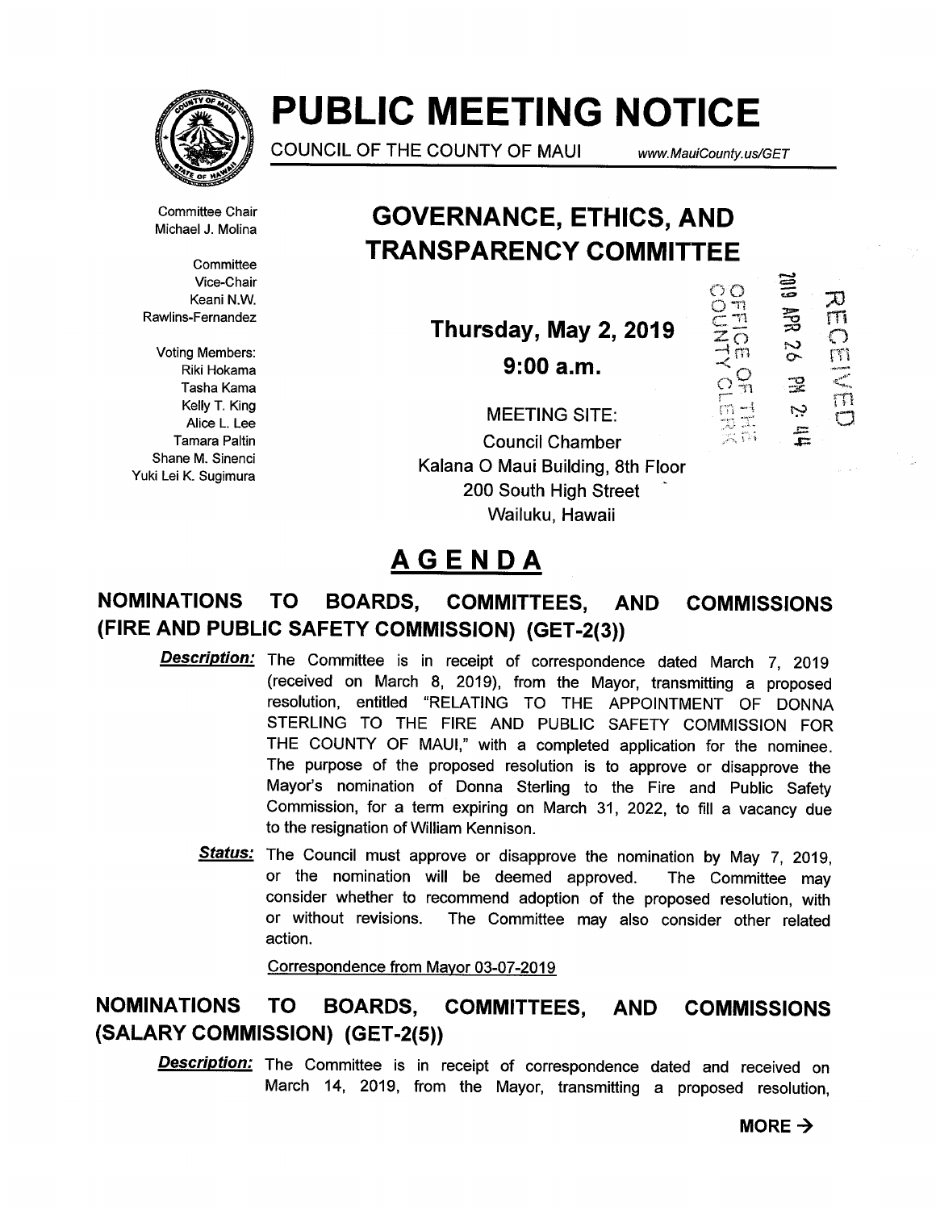# PUBLIC MEETING NOTICE

COUNCIL OF THE COUNTY OF MAUI www.MauiCounty.us/GET

Committee Chair
Michael J. Molina

Committee
Vice-Chair
Keani N.W.
Rawlins-Fernandez

Voting Members:
Riki Hokama
Tasha Kama
Kelly T. King
Alice L. Lee
Tamara Paltin
Shane M. Sinenci
Yuki Lei K. Sugimura

## GOVERNANCE, ETHICS, AND TRANSPARENCY COMMITTEE

**Thursday, May 2, 2019**

**9:00 a.m.**

MEETING SITE:
Council Chamber
Kalana O Maui Building, 8th Floor
200 South High Street
Wailuku, Hawaii

RECEIVED
2019 APR 26 PM 2:44
OFFICE OF THE COUNTY CLERK

# AGENDA

## NOMINATIONS TO BOARDS, COMMITTEES, AND COMMISSIONS (FIRE AND PUBLIC SAFETY COMMISSION) (GET-2(3))

***Description:*** The Committee is in receipt of correspondence dated March 7, 2019 (received on March 8, 2019), from the Mayor, transmitting a proposed resolution, entitled "RELATING TO THE APPOINTMENT OF DONNA STERLING TO THE FIRE AND PUBLIC SAFETY COMMISSION FOR THE COUNTY OF MAUI," with a completed application for the nominee. The purpose of the proposed resolution is to approve or disapprove the Mayor's nomination of Donna Sterling to the Fire and Public Safety Commission, for a term expiring on March 31, 2022, to fill a vacancy due to the resignation of William Kennison.

***Status:*** The Council must approve or disapprove the nomination by May 7, 2019, or the nomination will be deemed approved. The Committee may consider whether to recommend adoption of the proposed resolution, with or without revisions. The Committee may also consider other related action.

Correspondence from Mayor 03-07-2019

## NOMINATIONS TO BOARDS, COMMITTEES, AND COMMISSIONS (SALARY COMMISSION) (GET-2(5))

***Description:*** The Committee is in receipt of correspondence dated and received on March 14, 2019, from the Mayor, transmitting a proposed resolution,

**MORE →**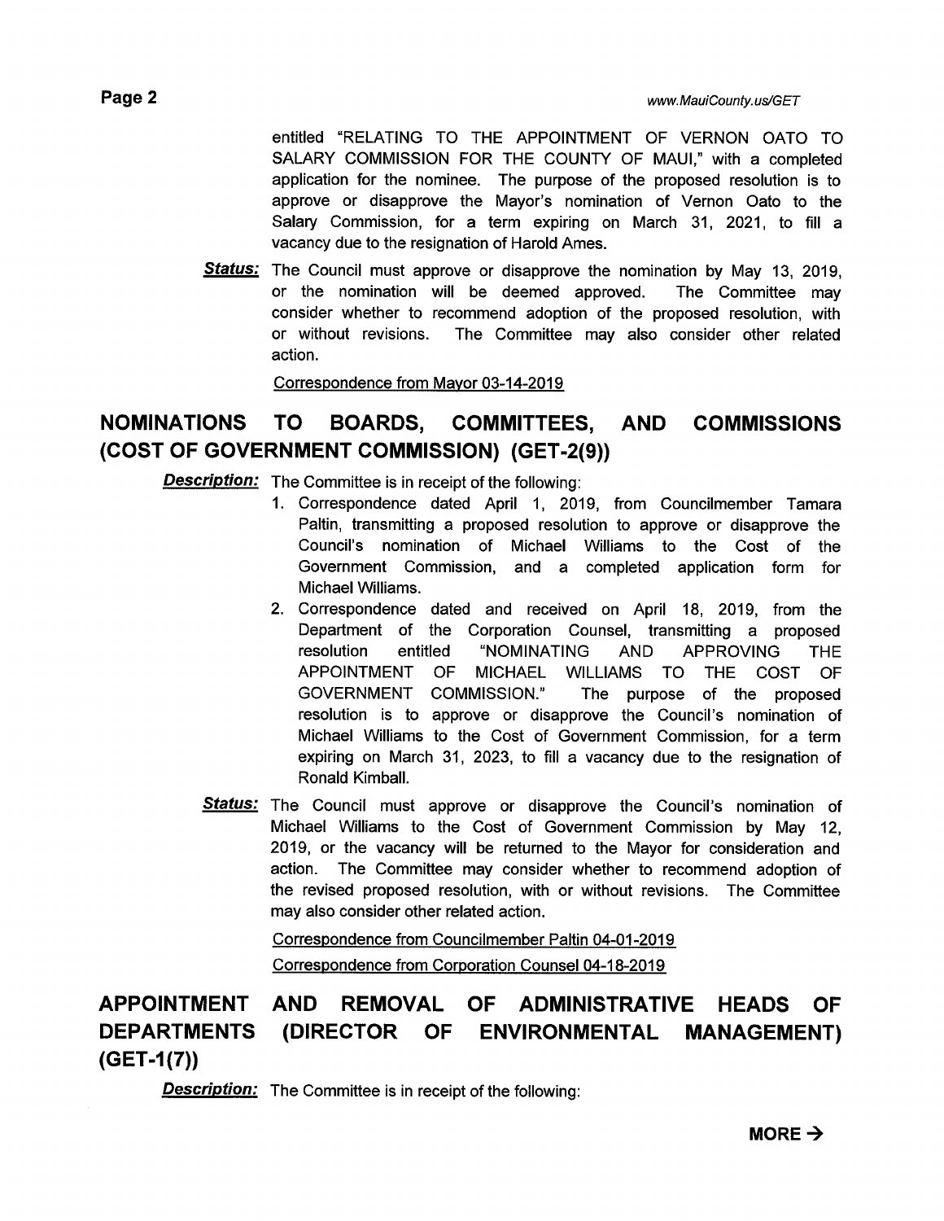entitled "RELATING TO THE APPOINTMENT OF VERNON OATO TO SALARY COMMISSION FOR THE COUNTY OF MAUI," with a completed application for the nominee. The purpose of the proposed resolution is to approve or disapprove the Mayor's nomination of Vernon Oato to the Salary Commission, for a term expiring on March 31, 2021, to fill a vacancy due to the resignation of Harold Ames.

***Status:*** The Council must approve or disapprove the nomination by May 13, 2019, or the nomination will be deemed approved. The Committee may consider whether to recommend adoption of the proposed resolution, with or without revisions. The Committee may also consider other related action.

Correspondence from Mayor 03-14-2019

## NOMINATIONS TO BOARDS, COMMITTEES, AND COMMISSIONS (COST OF GOVERNMENT COMMISSION) (GET-2(9))

***Description:*** The Committee is in receipt of the following:

1. Correspondence dated April 1, 2019, from Councilmember Tamara Paltin, transmitting a proposed resolution to approve or disapprove the Council's nomination of Michael Williams to the Cost of the Government Commission, and a completed application form for Michael Williams.
2. Correspondence dated and received on April 18, 2019, from the Department of the Corporation Counsel, transmitting a proposed resolution entitled "NOMINATING AND APPROVING THE APPOINTMENT OF MICHAEL WILLIAMS TO THE COST OF GOVERNMENT COMMISSION." The purpose of the proposed resolution is to approve or disapprove the Council's nomination of Michael Williams to the Cost of Government Commission, for a term expiring on March 31, 2023, to fill a vacancy due to the resignation of Ronald Kimball.

***Status:*** The Council must approve or disapprove the Council's nomination of Michael Williams to the Cost of Government Commission by May 12, 2019, or the vacancy will be returned to the Mayor for consideration and action. The Committee may consider whether to recommend adoption of the revised proposed resolution, with or without revisions. The Committee may also consider other related action.

Correspondence from Councilmember Paltin 04-01-2019

Correspondence from Corporation Counsel 04-18-2019

## APPOINTMENT AND REMOVAL OF ADMINISTRATIVE HEADS OF DEPARTMENTS (DIRECTOR OF ENVIRONMENTAL MANAGEMENT) (GET-1(7))

***Description:*** The Committee is in receipt of the following:

**MORE →**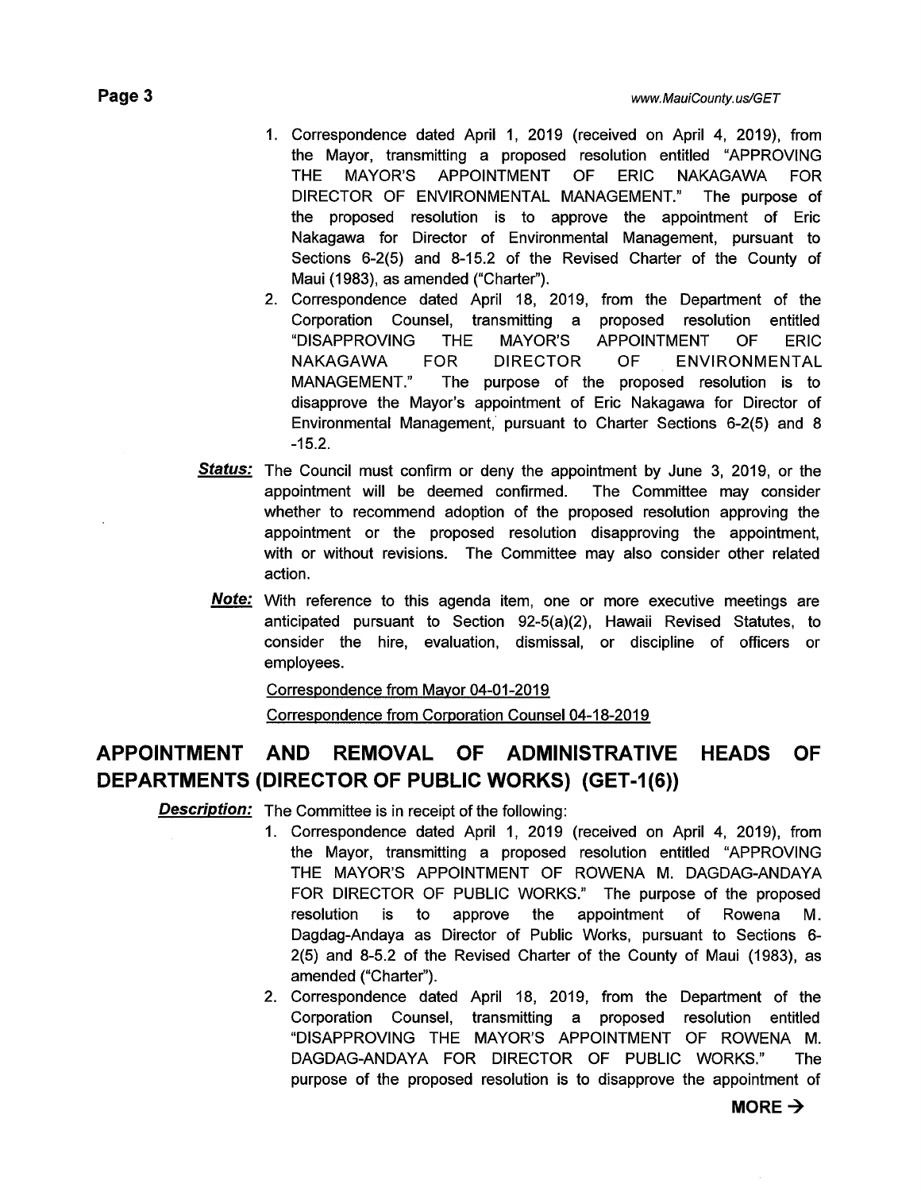1. Correspondence dated April 1, 2019 (received on April 4, 2019), from the Mayor, transmitting a proposed resolution entitled "APPROVING THE MAYOR'S APPOINTMENT OF ERIC NAKAGAWA FOR DIRECTOR OF ENVIRONMENTAL MANAGEMENT." The purpose of the proposed resolution is to approve the appointment of Eric Nakagawa for Director of Environmental Management, pursuant to Sections 6-2(5) and 8-15.2 of the Revised Charter of the County of Maui (1983), as amended ("Charter").
2. Correspondence dated April 18, 2019, from the Department of the Corporation Counsel, transmitting a proposed resolution entitled "DISAPPROVING THE MAYOR'S APPOINTMENT OF ERIC NAKAGAWA FOR DIRECTOR OF ENVIRONMENTAL MANAGEMENT." The purpose of the proposed resolution is to disapprove the Mayor's appointment of Eric Nakagawa for Director of Environmental Management, pursuant to Charter Sections 6-2(5) and 8 -15.2.

***Status:*** The Council must confirm or deny the appointment by June 3, 2019, or the appointment will be deemed confirmed. The Committee may consider whether to recommend adoption of the proposed resolution approving the appointment or the proposed resolution disapproving the appointment, with or without revisions. The Committee may also consider other related action.

***Note:*** With reference to this agenda item, one or more executive meetings are anticipated pursuant to Section 92-5(a)(2), Hawaii Revised Statutes, to consider the hire, evaluation, dismissal, or discipline of officers or employees.

Correspondence from Mayor 04-01-2019

Correspondence from Corporation Counsel 04-18-2019

## APPOINTMENT AND REMOVAL OF ADMINISTRATIVE HEADS OF DEPARTMENTS (DIRECTOR OF PUBLIC WORKS) (GET-1(6))

***Description:*** The Committee is in receipt of the following:

1. Correspondence dated April 1, 2019 (received on April 4, 2019), from the Mayor, transmitting a proposed resolution entitled "APPROVING THE MAYOR'S APPOINTMENT OF ROWENA M. DAGDAG-ANDAYA FOR DIRECTOR OF PUBLIC WORKS." The purpose of the proposed resolution is to approve the appointment of Rowena M. Dagdag-Andaya as Director of Public Works, pursuant to Sections 6-2(5) and 8-5.2 of the Revised Charter of the County of Maui (1983), as amended ("Charter").
2. Correspondence dated April 18, 2019, from the Department of the Corporation Counsel, transmitting a proposed resolution entitled "DISAPPROVING THE MAYOR'S APPOINTMENT OF ROWENA M. DAGDAG-ANDAYA FOR DIRECTOR OF PUBLIC WORKS." The purpose of the proposed resolution is to disapprove the appointment of

**MORE →**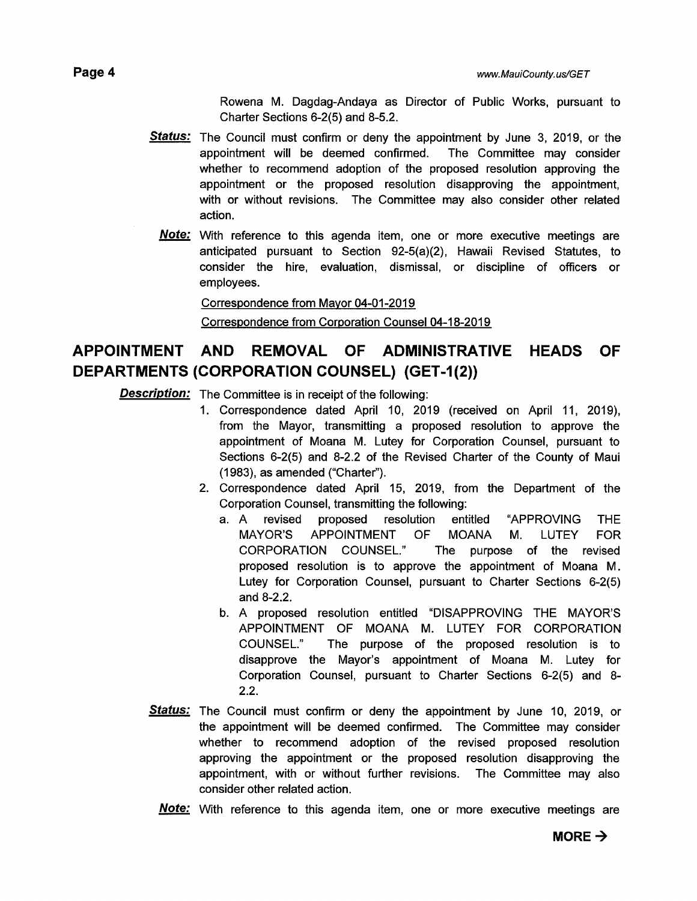Rowena M. Dagdag-Andaya as Director of Public Works, pursuant to Charter Sections 6-2(5) and 8-5.2.

***Status:*** The Council must confirm or deny the appointment by June 3, 2019, or the appointment will be deemed confirmed. The Committee may consider whether to recommend adoption of the proposed resolution approving the appointment or the proposed resolution disapproving the appointment, with or without revisions. The Committee may also consider other related action.

***Note:*** With reference to this agenda item, one or more executive meetings are anticipated pursuant to Section 92-5(a)(2), Hawaii Revised Statutes, to consider the hire, evaluation, dismissal, or discipline of officers or employees.

Correspondence from Mayor 04-01-2019

Correspondence from Corporation Counsel 04-18-2019

## APPOINTMENT AND REMOVAL OF ADMINISTRATIVE HEADS OF DEPARTMENTS (CORPORATION COUNSEL) (GET-1(2))

***Description:*** The Committee is in receipt of the following:

1. Correspondence dated April 10, 2019 (received on April 11, 2019), from the Mayor, transmitting a proposed resolution to approve the appointment of Moana M. Lutey for Corporation Counsel, pursuant to Sections 6-2(5) and 8-2.2 of the Revised Charter of the County of Maui (1983), as amended ("Charter").
2. Correspondence dated April 15, 2019, from the Department of the Corporation Counsel, transmitting the following:
   a. A revised proposed resolution entitled "APPROVING THE MAYOR'S APPOINTMENT OF MOANA M. LUTEY FOR CORPORATION COUNSEL." The purpose of the revised proposed resolution is to approve the appointment of Moana M. Lutey for Corporation Counsel, pursuant to Charter Sections 6-2(5) and 8-2.2.
   b. A proposed resolution entitled "DISAPPROVING THE MAYOR'S APPOINTMENT OF MOANA M. LUTEY FOR CORPORATION COUNSEL." The purpose of the proposed resolution is to disapprove the Mayor's appointment of Moana M. Lutey for Corporation Counsel, pursuant to Charter Sections 6-2(5) and 8-2.2.

***Status:*** The Council must confirm or deny the appointment by June 10, 2019, or the appointment will be deemed confirmed. The Committee may consider whether to recommend adoption of the revised proposed resolution approving the appointment or the proposed resolution disapproving the appointment, with or without further revisions. The Committee may also consider other related action.

***Note:*** With reference to this agenda item, one or more executive meetings are

**MORE →**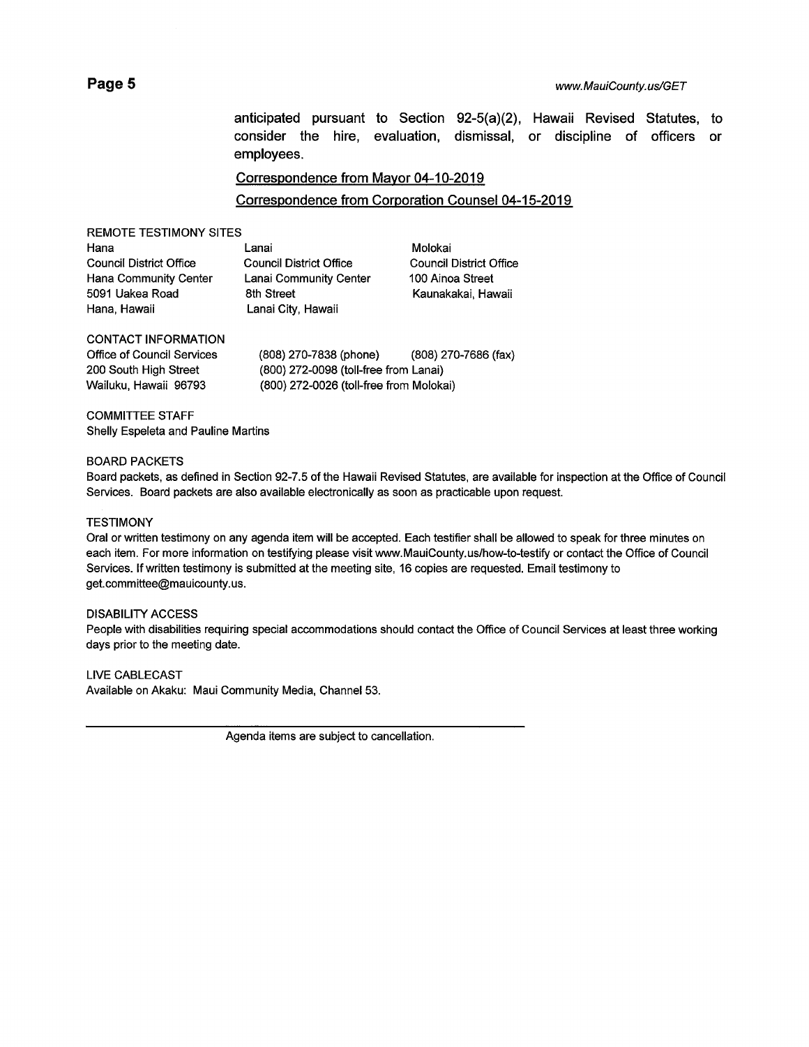anticipated pursuant to Section 92-5(a)(2), Hawaii Revised Statutes, to consider the hire, evaluation, dismissal, or discipline of officers or employees.

Correspondence from Mayor 04-10-2019

Correspondence from Corporation Counsel 04-15-2019

REMOTE TESTIMONY SITES

| | | |
|---|---|---|
| Hana | Lanai | Molokai |
| Council District Office | Council District Office | Council District Office |
| Hana Community Center | Lanai Community Center | 100 Ainoa Street |
| 5091 Uakea Road | 8th Street | Kaunakakai, Hawaii |
| Hana, Hawaii | Lanai City, Hawaii | |

CONTACT INFORMATION

| | | |
|---|---|---|
| Office of Council Services | (808) 270-7838 (phone) | (808) 270-7686 (fax) |
| 200 South High Street | (800) 272-0098 (toll-free from Lanai) | |
| Wailuku, Hawaii 96793 | (800) 272-0026 (toll-free from Molokai) | |

COMMITTEE STAFF

Shelly Espeleta and Pauline Martins

BOARD PACKETS

Board packets, as defined in Section 92-7.5 of the Hawaii Revised Statutes, are available for inspection at the Office of Council Services. Board packets are also available electronically as soon as practicable upon request.

TESTIMONY

Oral or written testimony on any agenda item will be accepted. Each testifier shall be allowed to speak for three minutes on each item. For more information on testifying please visit www.MauiCounty.us/how-to-testify or contact the Office of Council Services. If written testimony is submitted at the meeting site, 16 copies are requested. Email testimony to get.committee@mauicounty.us.

DISABILITY ACCESS

People with disabilities requiring special accommodations should contact the Office of Council Services at least three working days prior to the meeting date.

LIVE CABLECAST

Available on Akaku: Maui Community Media, Channel 53.

---

Agenda items are subject to cancellation.